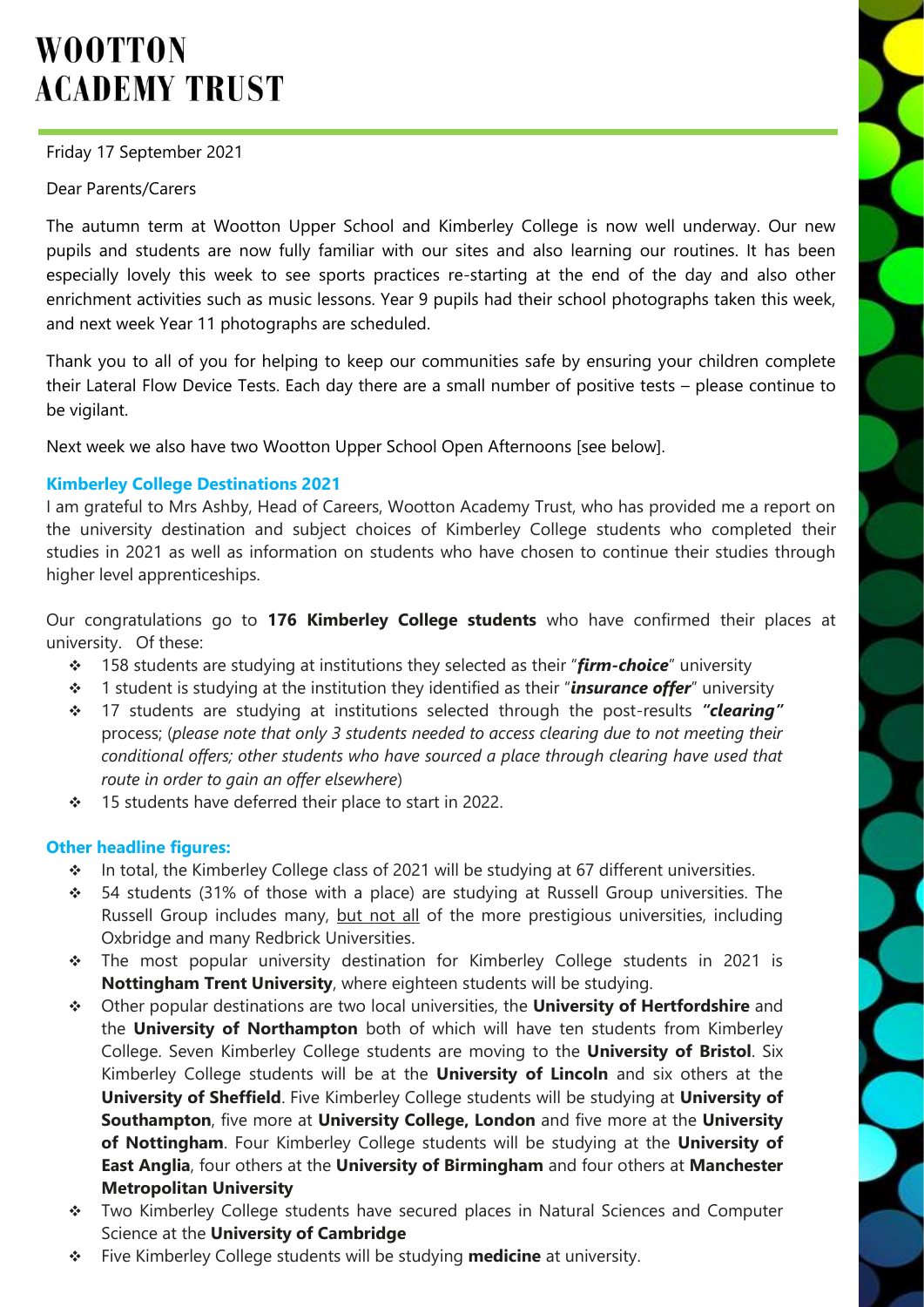# WOOTTON ACADEMY TRUST

Friday 17 September 2021

Dear Parents/Carers

The autumn term at Wootton Upper School and Kimberley College is now well underway. Our new pupils and students are now fully familiar with our sites and also learning our routines. It has been especially lovely this week to see sports practices re-starting at the end of the day and also other enrichment activities such as music lessons. Year 9 pupils had their school photographs taken this week, and next week Year 11 photographs are scheduled.

Thank you to all of you for helping to keep our communities safe by ensuring your children complete their Lateral Flow Device Tests. Each day there are a small number of positive tests – please continue to be vigilant.

Next week we also have two Wootton Upper School Open Afternoons [see below].

### Kimberley College Destinations 2021

I am grateful to Mrs Ashby, Head of Careers, Wootton Academy Trust, who has provided me a report on the university destination and subject choices of Kimberley College students who completed their studies in 2021 as well as information on students who have chosen to continue their studies through higher level apprenticeships.

Our congratulations go to **176 Kimberley College students** who have confirmed their places at university. Of these:

- 158 students are studying at institutions they selected as their "***firm-choice***" university
- 1 student is studying at the institution they identified as their "***insurance offer***" university
- 17 students are studying at institutions selected through the post-results ***"clearing"*** process; (*please note that only 3 students needed to access clearing due to not meeting their conditional offers; other students who have sourced a place through clearing have used that route in order to gain an offer elsewhere*)
- 15 students have deferred their place to start in 2022.

### Other headline figures:

- In total, the Kimberley College class of 2021 will be studying at 67 different universities.
- 54 students (31% of those with a place) are studying at Russell Group universities. The Russell Group includes many, but not all of the more prestigious universities, including Oxbridge and many Redbrick Universities.
- The most popular university destination for Kimberley College students in 2021 is **Nottingham Trent University**, where eighteen students will be studying.
- Other popular destinations are two local universities, the **University of Hertfordshire** and the **University of Northampton** both of which will have ten students from Kimberley College. Seven Kimberley College students are moving to the **University of Bristol**. Six Kimberley College students will be at the **University of Lincoln** and six others at the **University of Sheffield**. Five Kimberley College students will be studying at **University of Southampton**, five more at **University College, London** and five more at the **University of Nottingham**. Four Kimberley College students will be studying at the **University of East Anglia**, four others at the **University of Birmingham** and four others at **Manchester Metropolitan University**
- Two Kimberley College students have secured places in Natural Sciences and Computer Science at the **University of Cambridge**
- Five Kimberley College students will be studying **medicine** at university.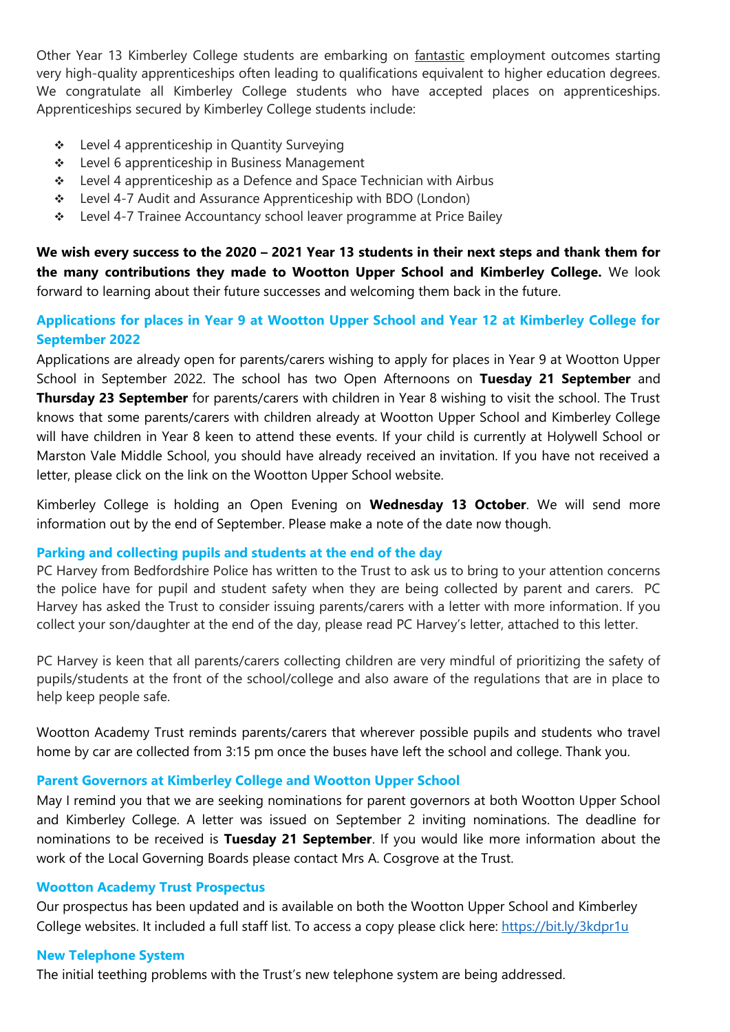Other Year 13 Kimberley College students are embarking on fantastic employment outcomes starting very high-quality apprenticeships often leading to qualifications equivalent to higher education degrees. We congratulate all Kimberley College students who have accepted places on apprenticeships. Apprenticeships secured by Kimberley College students include:

- Level 4 apprenticeship in Quantity Surveying
- Level 6 apprenticeship in Business Management
- Level 4 apprenticeship as a Defence and Space Technician with Airbus
- Level 4-7 Audit and Assurance Apprenticeship with BDO (London)
- Level 4-7 Trainee Accountancy school leaver programme at Price Bailey

**We wish every success to the 2020 – 2021 Year 13 students in their next steps and thank them for the many contributions they made to Wootton Upper School and Kimberley College.** We look forward to learning about their future successes and welcoming them back in the future.

### Applications for places in Year 9 at Wootton Upper School and Year 12 at Kimberley College for September 2022

Applications are already open for parents/carers wishing to apply for places in Year 9 at Wootton Upper School in September 2022. The school has two Open Afternoons on **Tuesday 21 September** and **Thursday 23 September** for parents/carers with children in Year 8 wishing to visit the school. The Trust knows that some parents/carers with children already at Wootton Upper School and Kimberley College will have children in Year 8 keen to attend these events. If your child is currently at Holywell School or Marston Vale Middle School, you should have already received an invitation. If you have not received a letter, please click on the link on the Wootton Upper School website.

Kimberley College is holding an Open Evening on **Wednesday 13 October**. We will send more information out by the end of September. Please make a note of the date now though.

### Parking and collecting pupils and students at the end of the day

PC Harvey from Bedfordshire Police has written to the Trust to ask us to bring to your attention concerns the police have for pupil and student safety when they are being collected by parent and carers. PC Harvey has asked the Trust to consider issuing parents/carers with a letter with more information. If you collect your son/daughter at the end of the day, please read PC Harvey's letter, attached to this letter.

PC Harvey is keen that all parents/carers collecting children are very mindful of prioritizing the safety of pupils/students at the front of the school/college and also aware of the regulations that are in place to help keep people safe.

Wootton Academy Trust reminds parents/carers that wherever possible pupils and students who travel home by car are collected from 3:15 pm once the buses have left the school and college. Thank you.

### Parent Governors at Kimberley College and Wootton Upper School

May I remind you that we are seeking nominations for parent governors at both Wootton Upper School and Kimberley College. A letter was issued on September 2 inviting nominations. The deadline for nominations to be received is **Tuesday 21 September**. If you would like more information about the work of the Local Governing Boards please contact Mrs A. Cosgrove at the Trust.

### Wootton Academy Trust Prospectus

Our prospectus has been updated and is available on both the Wootton Upper School and Kimberley College websites. It included a full staff list. To access a copy please click here: https://bit.ly/3kdpr1u

### New Telephone System

The initial teething problems with the Trust's new telephone system are being addressed.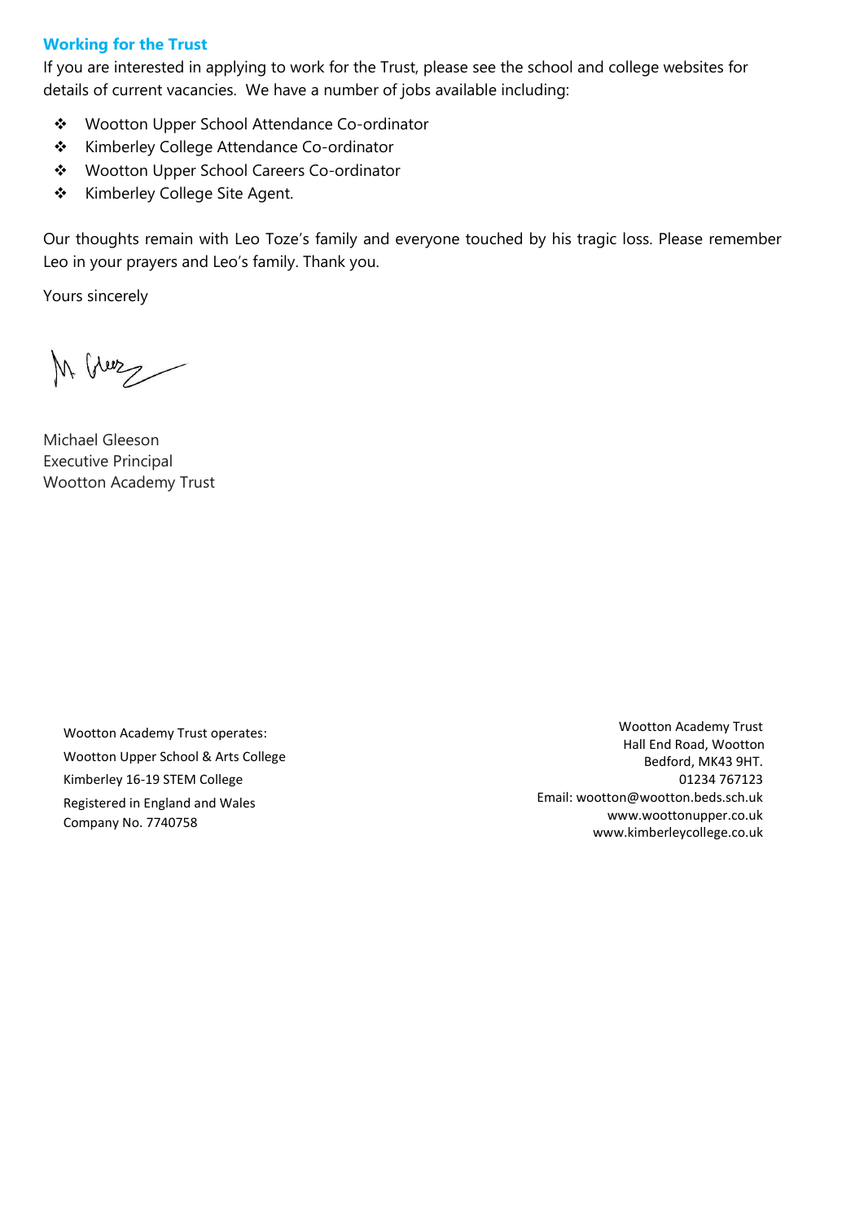## Working for the Trust

If you are interested in applying to work for the Trust, please see the school and college websites for details of current vacancies. We have a number of jobs available including:

- Wootton Upper School Attendance Co-ordinator
- Kimberley College Attendance Co-ordinator
- Wootton Upper School Careers Co-ordinator
- Kimberley College Site Agent.

Our thoughts remain with Leo Toze's family and everyone touched by his tragic loss. Please remember Leo in your prayers and Leo's family. Thank you.

Yours sincerely

Michael Gleeson
Executive Principal
Wootton Academy Trust

Wootton Academy Trust operates:
Wootton Upper School & Arts College
Kimberley 16-19 STEM College
Registered in England and Wales
Company No. 7740758

Wootton Academy Trust
Hall End Road, Wootton
Bedford, MK43 9HT.
01234 767123
Email: wootton@wootton.beds.sch.uk
www.woottonupper.co.uk
www.kimberleycollege.co.uk